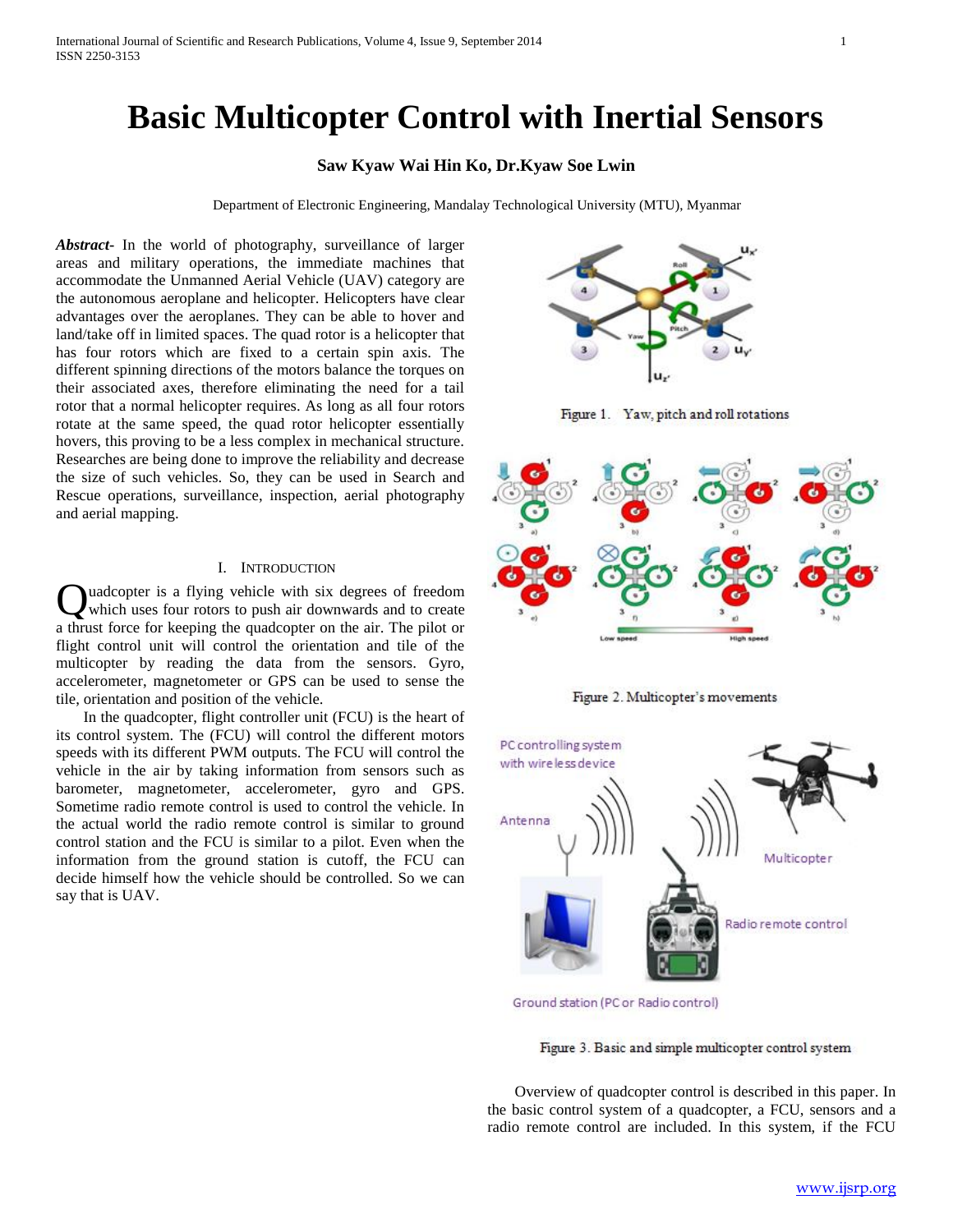# Basic Multicopter Control with Inertial Sensors

**Saw Kyaw Wai Hin Ko, Dr.Kyaw Soe Lwin**

Department of Electronic Engineering, Mandalay Technological University (MTU), Myanmar

***Abstract***- In the world of photography, surveillance of larger areas and military operations, the immediate machines that accommodate the Unmanned Aerial Vehicle (UAV) category are the autonomous aeroplane and helicopter. Helicopters have clear advantages over the aeroplanes. They can be able to hover and land/take off in limited spaces. The quad rotor is a helicopter that has four rotors which are fixed to a certain spin axis. The different spinning directions of the motors balance the torques on their associated axes, therefore eliminating the need for a tail rotor that a normal helicopter requires. As long as all four rotors rotate at the same speed, the quad rotor helicopter essentially hovers, this proving to be a less complex in mechanical structure. Researches are being done to improve the reliability and decrease the size of such vehicles. So, they can be used in Search and Rescue operations, surveillance, inspection, aerial photography and aerial mapping.

## I. Introduction

Quadcopter is a flying vehicle with six degrees of freedom which uses four rotors to push air downwards and to create a thrust force for keeping the quadcopter on the air. The pilot or flight control unit will control the orientation and tile of the multicopter by reading the data from the sensors. Gyro, accelerometer, magnetometer or GPS can be used to sense the tile, orientation and position of the vehicle.

In the quadcopter, flight controller unit (FCU) is the heart of its control system. The (FCU) will control the different motors speeds with its different PWM outputs. The FCU will control the vehicle in the air by taking information from sensors such as barometer, magnetometer, accelerometer, gyro and GPS. Sometime radio remote control is used to control the vehicle. In the actual world the radio remote control is similar to ground control station and the FCU is similar to a pilot. Even when the information from the ground station is cutoff, the FCU can decide himself how the vehicle should be controlled. So we can say that is UAV.

Figure 1. Yaw, pitch and roll rotations

Figure 2. Multicopter's movements

Figure 3. Basic and simple multicopter control system

Overview of quadcopter control is described in this paper. In the basic control system of a quadcopter, a FCU, sensors and a radio remote control are included. In this system, if the FCU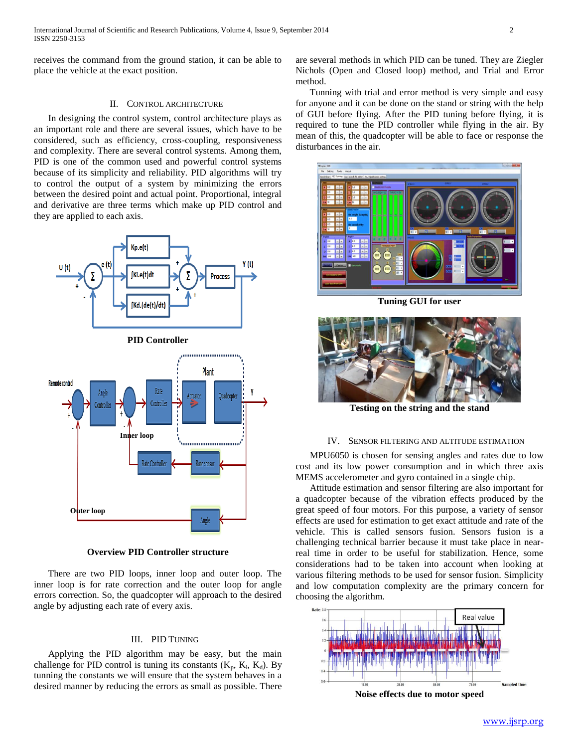receives the command from the ground station, it can be able to place the vehicle at the exact position.

## II. Control Architecture

In designing the control system, control architecture plays as an important role and there are several issues, which have to be considered, such as efficiency, cross-coupling, responsiveness and complexity. There are several control systems. Among them, PID is one of the common used and powerful control systems because of its simplicity and reliability. PID algorithms will try to control the output of a system by minimizing the errors between the desired point and actual point. Proportional, integral and derivative are three terms which make up PID control and they are applied to each axis.

**PID Controller**

**Overview PID Controller structure**

There are two PID loops, inner loop and outer loop. The inner loop is for rate correction and the outer loop for angle errors correction. So, the quadcopter will approach to the desired angle by adjusting each rate of every axis.

## III. PID Tuning

Applying the PID algorithm may be easy, but the main challenge for PID control is tuning its constants ($K_p$, $K_i$, $K_d$). By tunning the constants we will ensure that the system behaves in a desired manner by reducing the errors as small as possible. There are several methods in which PID can be tuned. They are Ziegler Nichols (Open and Closed loop) method, and Trial and Error method.

Tunning with trial and error method is very simple and easy for anyone and it can be done on the stand or string with the help of GUI before flying. After the PID tuning before flying, it is required to tune the PID controller while flying in the air. By mean of this, the quadcopter will be able to face or response the disturbances in the air.

**Tuning GUI for user**

**Testing on the string and the stand**

## IV. Sensor Filtering and Altitude Estimation

MPU6050 is chosen for sensing angles and rates due to low cost and its low power consumption and in which three axis MEMS accelerometer and gyro contained in a single chip.

Attitude estimation and sensor filtering are also important for a quadcopter because of the vibration effects produced by the great speed of four motors. For this purpose, a variety of sensor effects are used for estimation to get exact attitude and rate of the vehicle. This is called sensors fusion. Sensors fusion is a challenging technical barrier because it must take place in near-real time in order to be useful for stabilization. Hence, some considerations had to be taken into account when looking at various filtering methods to be used for sensor fusion. Simplicity and low computation complexity are the primary concern for choosing the algorithm.

**Noise effects due to motor speed**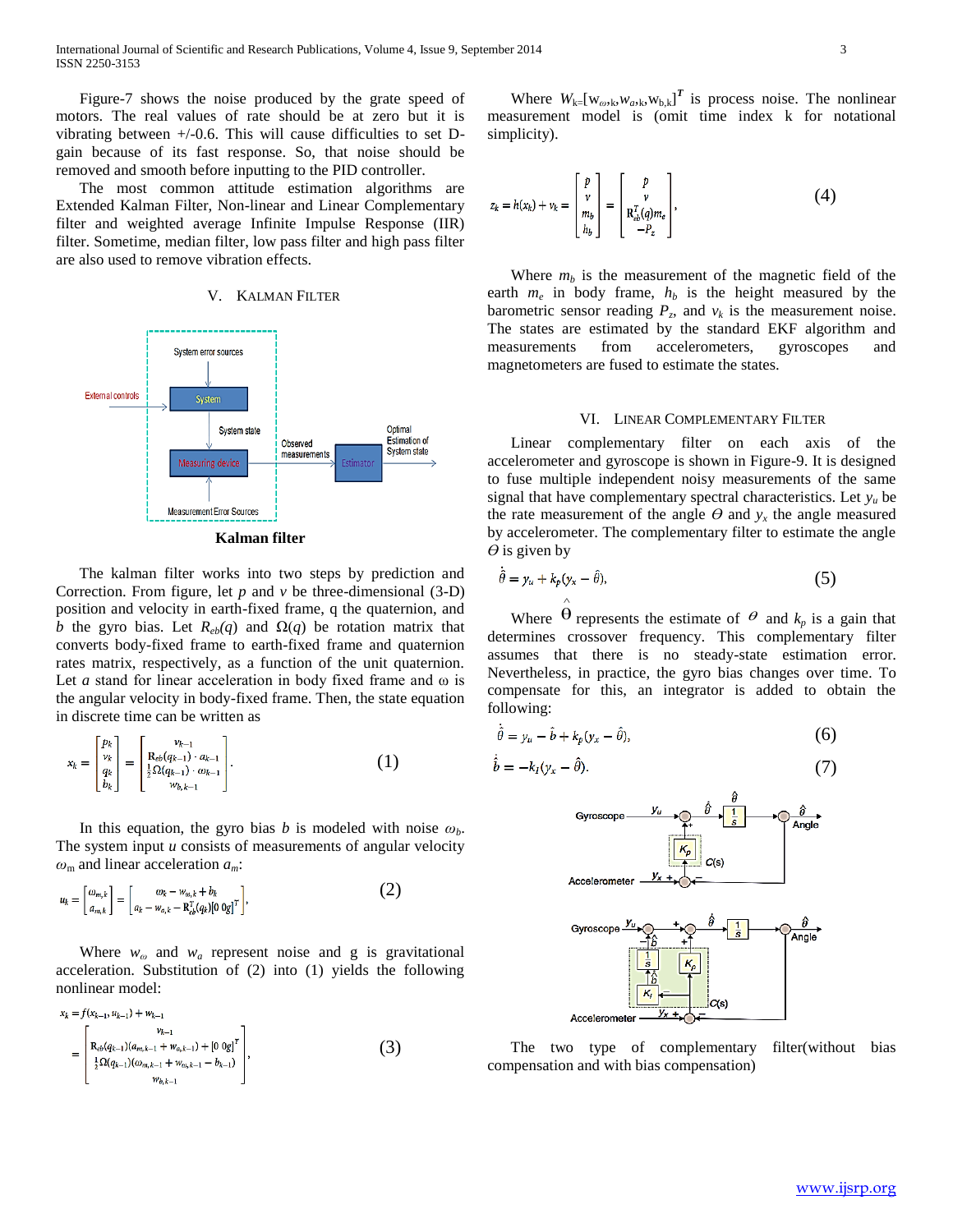Figure-7 shows the noise produced by the grate speed of motors. The real values of rate should be at zero but it is vibrating between +/-0.6. This will cause difficulties to set D-gain because of its fast response. So, that noise should be removed and smooth before inputting to the PID controller.

The most common attitude estimation algorithms are Extended Kalman Filter, Non-linear and Linear Complementary filter and weighted average Infinite Impulse Response (IIR) filter. Sometime, median filter, low pass filter and high pass filter are also used to remove vibration effects.

## V. Kalman Filter

**Kalman filter**

The kalman filter works into two steps by prediction and Correction. From figure, let *p* and *v* be three-dimensional (3-D) position and velocity in earth-fixed frame, q the quaternion, and *b* the gyro bias. Let $R_{eb}(q)$ and $\Omega(q)$ be rotation matrix that converts body-fixed frame to earth-fixed frame and quaternion rates matrix, respectively, as a function of the unit quaternion. Let *a* stand for linear acceleration in body fixed frame and ω is the angular velocity in body-fixed frame. Then, the state equation in discrete time can be written as

$$x_k = \begin{bmatrix} p_k \\ v_k \\ q_k \\ b_k \end{bmatrix} = \begin{bmatrix} v_{k-1} \\ \mathbf{R}_{eb}(q_{k-1}) \cdot a_{k-1} \\ \frac{1}{2}\Omega(q_{k-1}) \cdot \omega_{k-1} \\ w_{b,k-1} \end{bmatrix}. \tag{1}$$

In this equation, the gyro bias *b* is modeled with noise $\omega_b$. The system input *u* consists of measurements of angular velocity $\omega_m$ and linear acceleration $a_m$:

$$u_k = \begin{bmatrix} \omega_{m,k} \\ a_{m,k} \end{bmatrix} = \begin{bmatrix} \omega_k - w_{\omega,k} + b_k \\ a_k - w_{a,k} - \mathbf{R}_{eb}^T(q_k)[0\ 0g]^T \end{bmatrix}, \tag{2}$$

Where $w_\omega$ and $w_a$ represent noise and g is gravitational acceleration. Substitution of (2) into (1) yields the following nonlinear model:

$$x_k = f(x_{k-1}, u_{k-1}) + w_{k-1}$$
$$= \begin{bmatrix} v_{k-1} \\ \mathbf{R}_{eb}(q_{k-1})(a_{m,k-1} + w_{a,k-1}) + [0\ 0g]^T \\ \frac{1}{2}\Omega(q_{k-1})(\omega_{m,k-1} + w_{\omega,k-1} - b_{k-1}) \\ w_{b,k-1} \end{bmatrix}, \tag{3}$$

Where $W_k=[w_{\omega,k}, w_{a,k}, w_{b,k}]^T$ is process noise. The nonlinear measurement model is (omit time index k for notational simplicity).

$$z_k = h(x_k) + v_k = \begin{bmatrix} p \\ v \\ m_b \\ h_b \end{bmatrix} = \begin{bmatrix} p \\ v \\ \mathbf{R}_{eb}^T(q)m_e \\ -P_z \end{bmatrix}, \tag{4}$$

Where $m_b$ is the measurement of the magnetic field of the earth $m_e$ in body frame, $h_b$ is the height measured by the barometric sensor reading $P_z$, and $v_k$ is the measurement noise. The states are estimated by the standard EKF algorithm and measurements from accelerometers, gyroscopes and magnetometers are fused to estimate the states.

## VI. Linear Complementary Filter

Linear complementary filter on each axis of the accelerometer and gyroscope is shown in Figure-9. It is designed to fuse multiple independent noisy measurements of the same signal that have complementary spectral characteristics. Let $y_u$ be the rate measurement of the angle $\Theta$ and $y_x$ the angle measured by accelerometer. The complementary filter to estimate the angle $\Theta$ is given by

$$\dot{\hat{\theta}} = y_u + k_p(y_x - \hat{\theta}), \tag{5}$$

Where $\hat{\Theta}$ represents the estimate of $\theta$ and $k_p$ is a gain that determines crossover frequency. This complementary filter assumes that there is no steady-state estimation error. Nevertheless, in practice, the gyro bias changes over time. To compensate for this, an integrator is added to obtain the following:

$$\dot{\hat{\theta}} = y_u - \hat{b} + k_p(y_x - \hat{\theta}), \tag{6}$$

$$\dot{\hat{b}} = -k_I(y_x - \hat{\theta}). \tag{7}$$

The two type of complementary filter(without bias compensation and with bias compensation)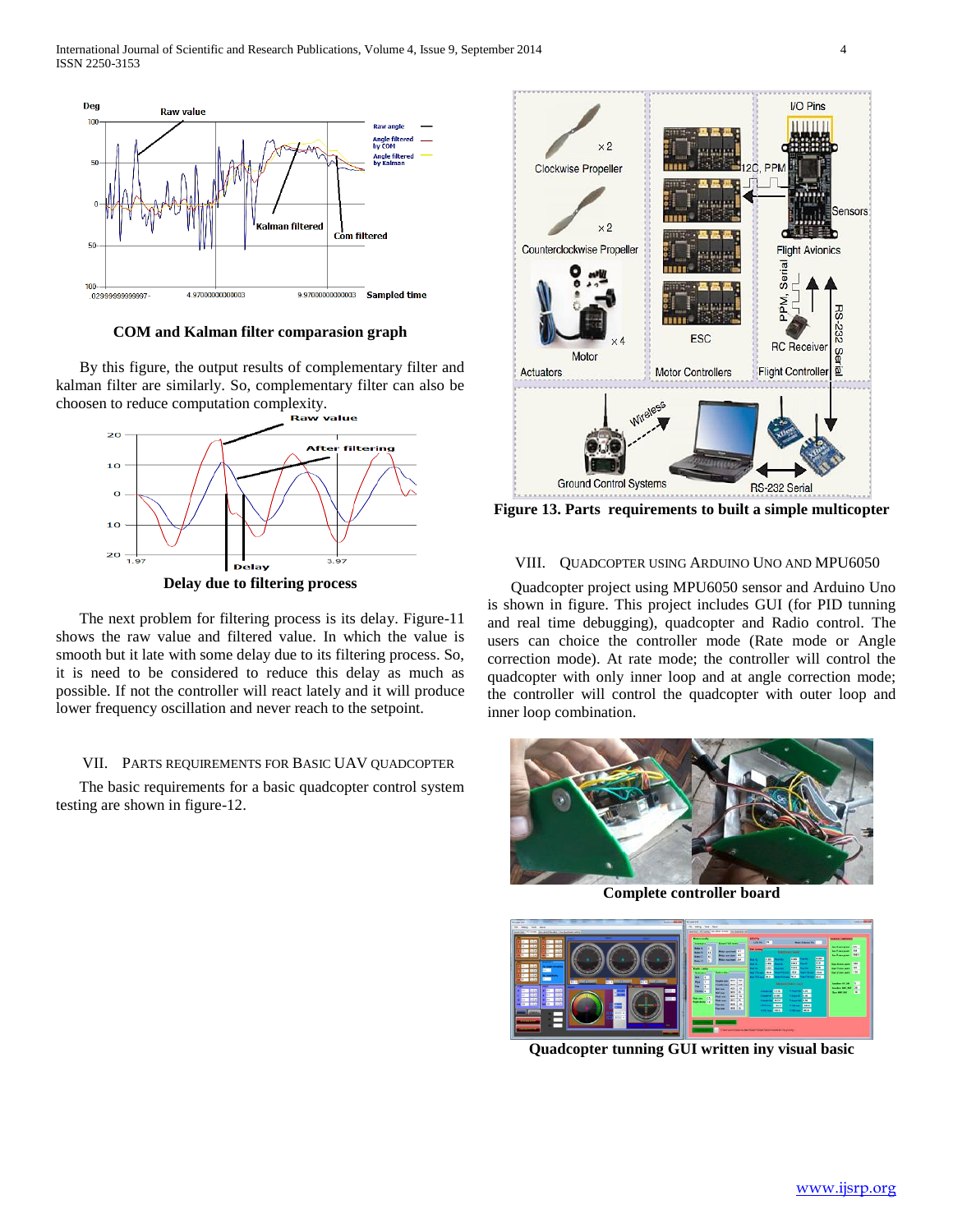**COM and Kalman filter comparasion graph**

By this figure, the output results of complementary filter and kalman filter are similarly. So, complementary filter can also be choosen to reduce computation complexity.

**Delay due to filtering process**

The next problem for filtering process is its delay. Figure-11 shows the raw value and filtered value. In which the value is smooth but it late with some delay due to its filtering process. So, it is need to be considered to reduce this delay as much as possible. If not the controller will react lately and it will produce lower frequency oscillation and never reach to the setpoint.

## VII. PARTS REQUIREMENTS FOR BASIC UAV QUADCOPTER

The basic requirements for a basic quadcopter control system testing are shown in figure-12.

**Figure 13. Parts requirements to built a simple multicopter**

## VIII. QUADCOPTER USING ARDUINO UNO AND MPU6050

Quadcopter project using MPU6050 sensor and Arduino Uno is shown in figure. This project includes GUI (for PID tunning and real time debugging), quadcopter and Radio control. The users can choice the controller mode (Rate mode or Angle correction mode). At rate mode; the controller will control the quadcopter with only inner loop and at angle correction mode; the controller will control the quadcopter with outer loop and inner loop combination.

**Complete controller board**

**Quadcopter tunning GUI written iny visual basic**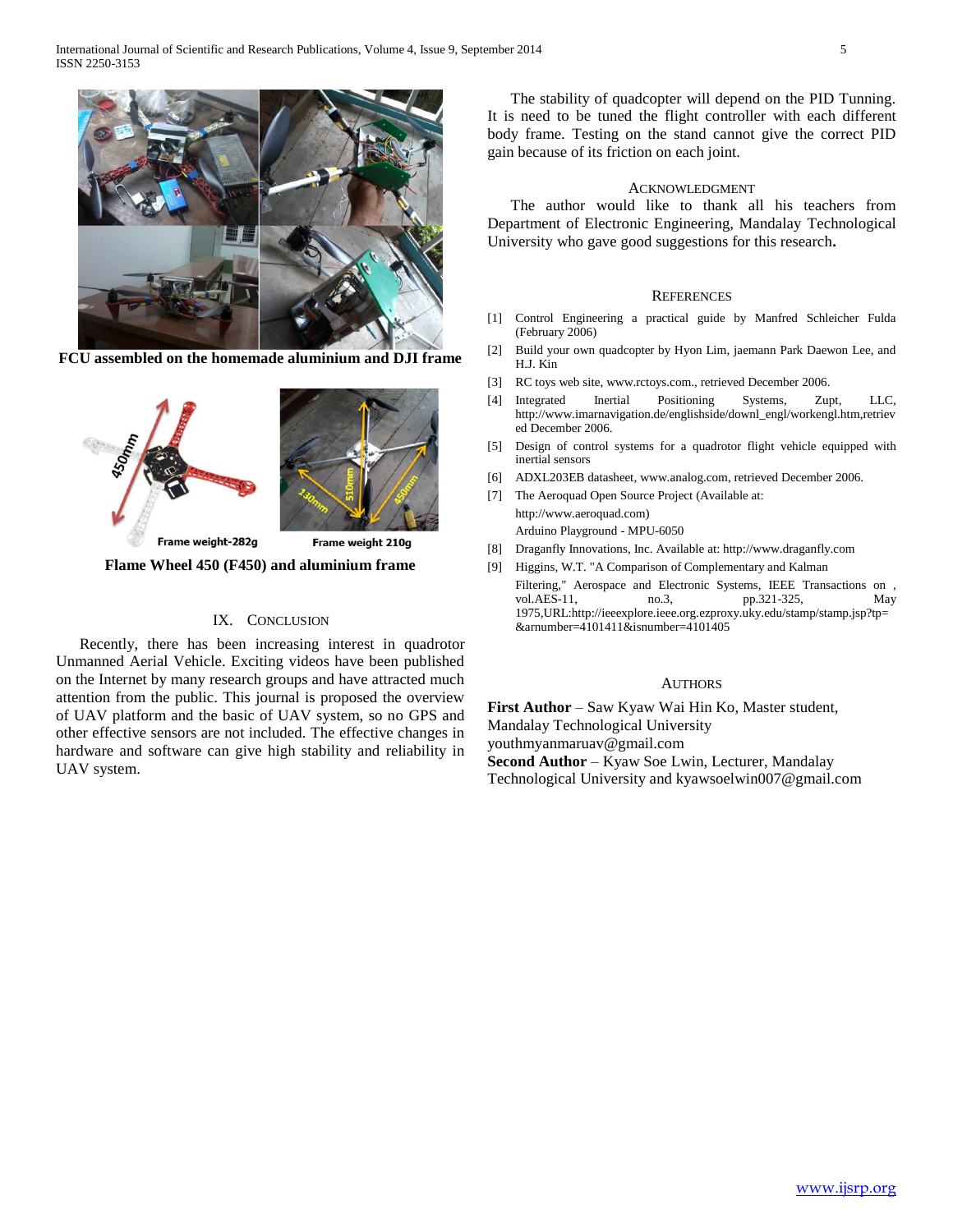FCU assembled on the homemade aluminium and DJI frame

450mm

Frame weight-282g

130mm

510mm

450mm

Frame weight 210g

**Flame Wheel 450 (F450) and aluminium frame**

## IX. Conclusion

Recently, there has been increasing interest in quadrotor Unmanned Aerial Vehicle. Exciting videos have been published on the Internet by many research groups and have attracted much attention from the public. This journal is proposed the overview of UAV platform and the basic of UAV system, so no GPS and other effective sensors are not included. The effective changes in hardware and software can give high stability and reliability in UAV system.

The stability of quadcopter will depend on the PID Tunning. It is need to be tuned the flight controller with each different body frame. Testing on the stand cannot give the correct PID gain because of its friction on each joint.

## Acknowledgment

The author would like to thank all his teachers from Department of Electronic Engineering, Mandalay Technological University who gave good suggestions for this research**.**

## References

[1] Control Engineering a practical guide by Manfred Schleicher Fulda (February 2006)

[2] Build your own quadcopter by Hyon Lim, jaemann Park Daewon Lee, and H.J. Kin

[3] RC toys web site, www.rctoys.com., retrieved December 2006.

[4] Integrated Inertial Positioning Systems, Zupt, LLC, http://www.imarnavigation.de/englishside/downl_engl/workengl.htm,retrieved December 2006.

[5] Design of control systems for a quadrotor flight vehicle equipped with inertial sensors

[6] ADXL203EB datasheet, www.analog.com, retrieved December 2006.

[7] The Aeroquad Open Source Project (Available at: http://www.aeroquad.com)
Arduino Playground - MPU-6050

[8] Draganfly Innovations, Inc. Available at: http://www.draganfly.com

[9] Higgins, W.T. "A Comparison of Complementary and Kalman Filtering," Aerospace and Electronic Systems, IEEE Transactions on , vol.AES-11, no.3, pp.321-325, May 1975,URL:http://ieeexplore.ieee.org.ezproxy.uky.edu/stamp/stamp.jsp?tp=&arnumber=4101411&isnumber=4101405

## Authors

**First Author** – Saw Kyaw Wai Hin Ko, Master student, Mandalay Technological University
youthmyanmaruav@gmail.com

**Second Author** – Kyaw Soe Lwin, Lecturer, Mandalay Technological University and kyawsoelwin007@gmail.com